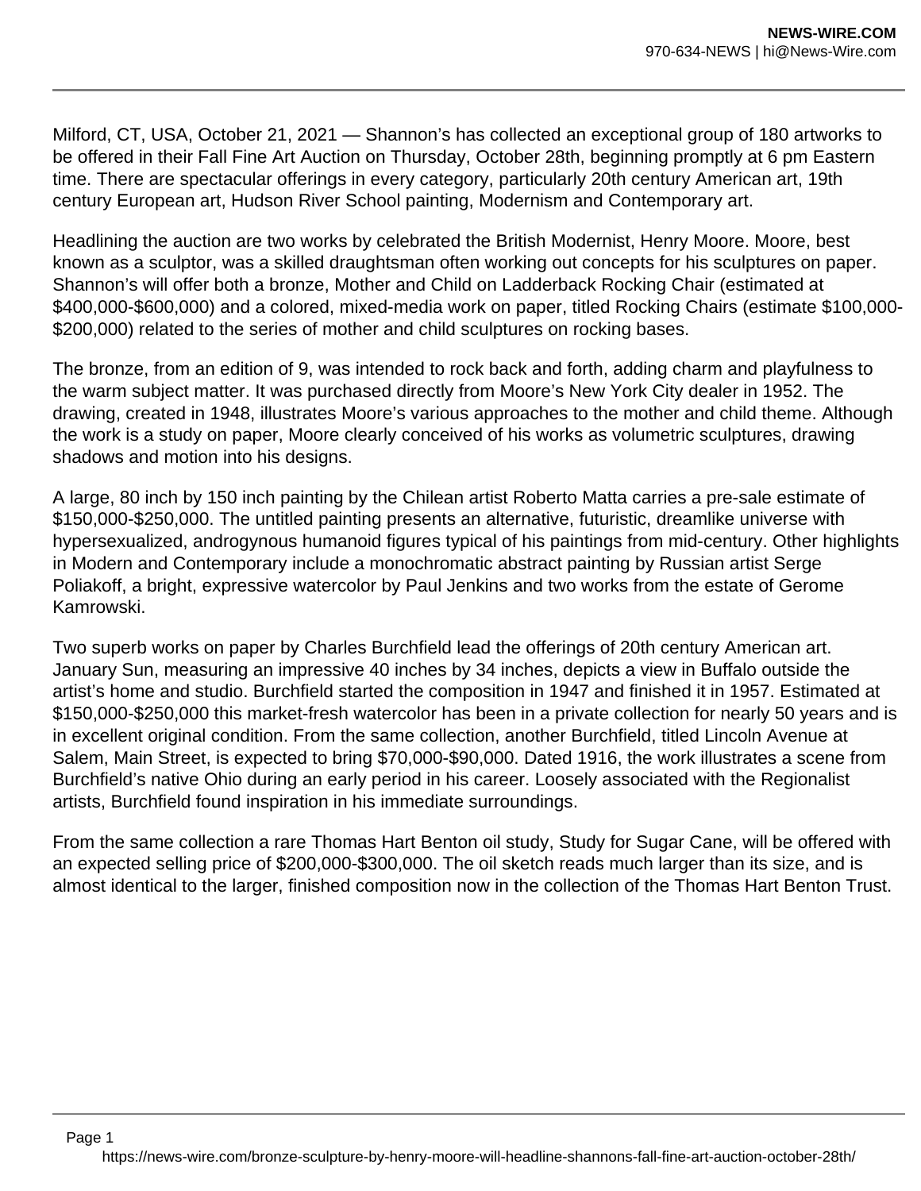Milford, CT, USA, October 21, 2021 — Shannon's has collected an exceptional group of 180 artworks to be offered in their Fall Fine Art Auction on Thursday, October 28th, beginning promptly at 6 pm Eastern time. There are spectacular offerings in every category, particularly 20th century American art, 19th century European art, Hudson River School painting, Modernism and Contemporary art.

Headlining the auction are two works by celebrated the British Modernist, Henry Moore. Moore, best known as a sculptor, was a skilled draughtsman often working out concepts for his sculptures on paper. Shannon's will offer both a bronze, Mother and Child on Ladderback Rocking Chair (estimated at $400,000-$600,000) and a colored, mixed-media work on paper, titled Rocking Chairs (estimate $100,000-$200,000) related to the series of mother and child sculptures on rocking bases.

The bronze, from an edition of 9, was intended to rock back and forth, adding charm and playfulness to the warm subject matter. It was purchased directly from Moore's New York City dealer in 1952. The drawing, created in 1948, illustrates Moore's various approaches to the mother and child theme. Although the work is a study on paper, Moore clearly conceived of his works as volumetric sculptures, drawing shadows and motion into his designs.

A large, 80 inch by 150 inch painting by the Chilean artist Roberto Matta carries a pre-sale estimate of $150,000-$250,000. The untitled painting presents an alternative, futuristic, dreamlike universe with hypersexualized, androgynous humanoid figures typical of his paintings from mid-century. Other highlights in Modern and Contemporary include a monochromatic abstract painting by Russian artist Serge Poliakoff, a bright, expressive watercolor by Paul Jenkins and two works from the estate of Gerome Kamrowski.

Two superb works on paper by Charles Burchfield lead the offerings of 20th century American art. January Sun, measuring an impressive 40 inches by 34 inches, depicts a view in Buffalo outside the artist's home and studio. Burchfield started the composition in 1947 and finished it in 1957. Estimated at $150,000-$250,000 this market-fresh watercolor has been in a private collection for nearly 50 years and is in excellent original condition. From the same collection, another Burchfield, titled Lincoln Avenue at Salem, Main Street, is expected to bring $70,000-$90,000. Dated 1916, the work illustrates a scene from Burchfield's native Ohio during an early period in his career. Loosely associated with the Regionalist artists, Burchfield found inspiration in his immediate surroundings.

From the same collection a rare Thomas Hart Benton oil study, Study for Sugar Cane, will be offered with an expected selling price of $200,000-$300,000. The oil sketch reads much larger than its size, and is almost identical to the larger, finished composition now in the collection of the Thomas Hart Benton Trust.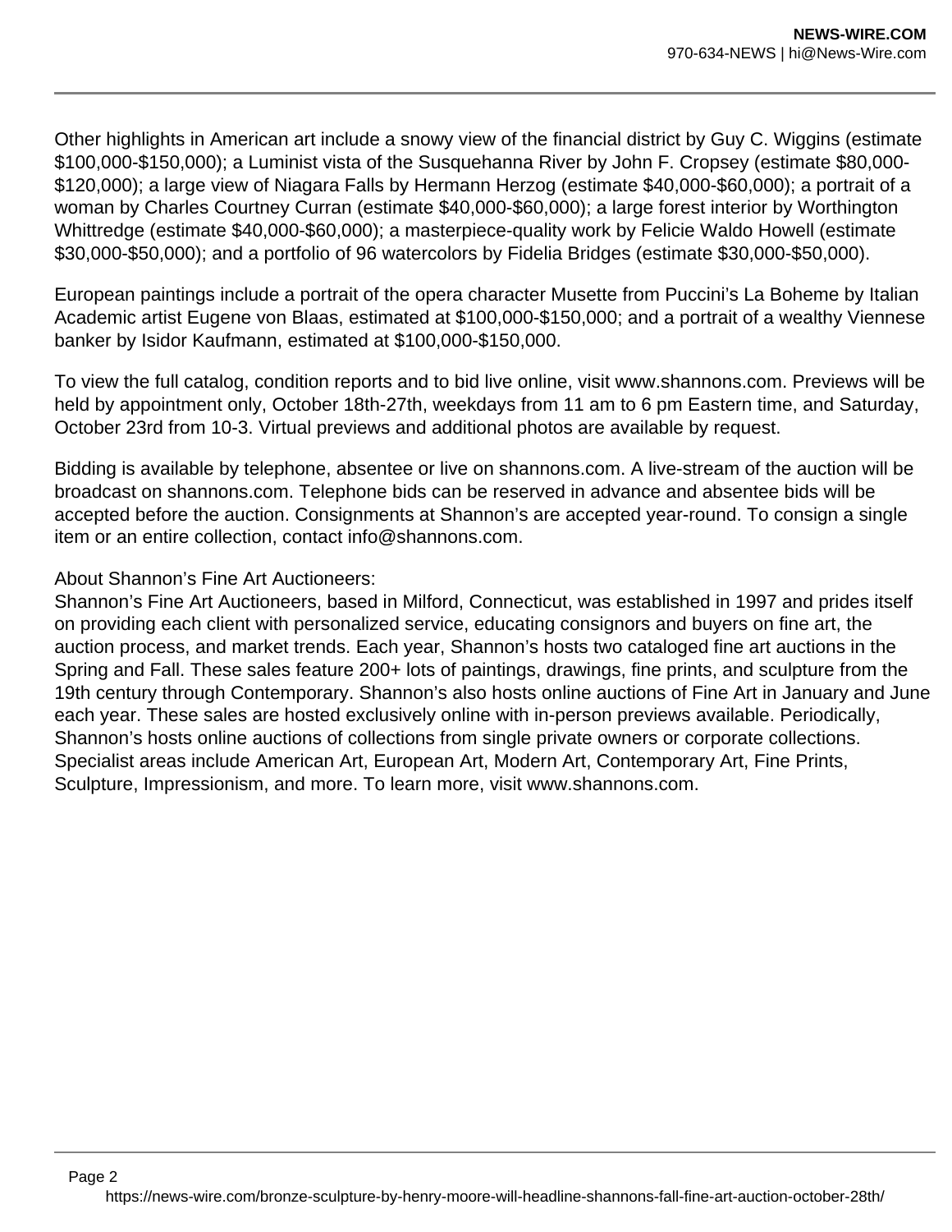Other highlights in American art include a snowy view of the financial district by Guy C. Wiggins (estimate $100,000-$150,000); a Luminist vista of the Susquehanna River by John F. Cropsey (estimate $80,000-$120,000); a large view of Niagara Falls by Hermann Herzog (estimate $40,000-$60,000); a portrait of a woman by Charles Courtney Curran (estimate $40,000-$60,000); a large forest interior by Worthington Whittredge (estimate $40,000-$60,000); a masterpiece-quality work by Felicie Waldo Howell (estimate $30,000-$50,000); and a portfolio of 96 watercolors by Fidelia Bridges (estimate $30,000-$50,000).

European paintings include a portrait of the opera character Musette from Puccini's La Boheme by Italian Academic artist Eugene von Blaas, estimated at $100,000-$150,000; and a portrait of a wealthy Viennese banker by Isidor Kaufmann, estimated at $100,000-$150,000.

To view the full catalog, condition reports and to bid live online, visit www.shannons.com. Previews will be held by appointment only, October 18th-27th, weekdays from 11 am to 6 pm Eastern time, and Saturday, October 23rd from 10-3. Virtual previews and additional photos are available by request.

Bidding is available by telephone, absentee or live on shannons.com. A live-stream of the auction will be broadcast on shannons.com. Telephone bids can be reserved in advance and absentee bids will be accepted before the auction. Consignments at Shannon's are accepted year-round. To consign a single item or an entire collection, contact info@shannons.com.

About Shannon's Fine Art Auctioneers:
Shannon's Fine Art Auctioneers, based in Milford, Connecticut, was established in 1997 and prides itself on providing each client with personalized service, educating consignors and buyers on fine art, the auction process, and market trends. Each year, Shannon's hosts two cataloged fine art auctions in the Spring and Fall. These sales feature 200+ lots of paintings, drawings, fine prints, and sculpture from the 19th century through Contemporary. Shannon's also hosts online auctions of Fine Art in January and June each year. These sales are hosted exclusively online with in-person previews available. Periodically, Shannon's hosts online auctions of collections from single private owners or corporate collections. Specialist areas include American Art, European Art, Modern Art, Contemporary Art, Fine Prints, Sculpture, Impressionism, and more. To learn more, visit www.shannons.com.